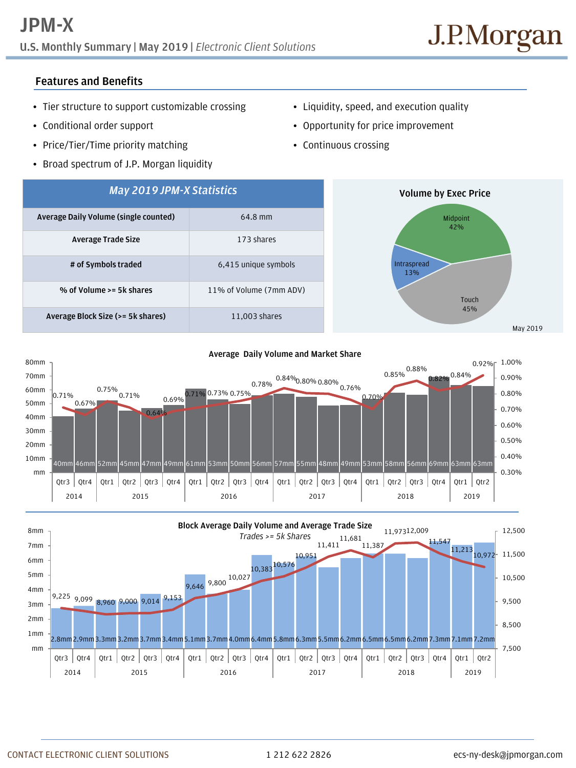# JPM-X

**U.S. Monthly Summary | May 2019 |** *Electronic Client Solutions*

J.P.Morgan

## Features and Benefits

- Tier structure to support customizable crossing
- Conditional order support
- Price/Tier/Time priority matching
- Broad spectrum of J.P. Morgan liquidity
- Liquidity, speed, and execution quality
- Opportunity for price improvement
- Continuous crossing

| *May 2019 JPM-X Statistics* | |
|---|---|
| **Average Daily Volume (single counted)** | 64.8 mm |
| **Average Trade Size** | 173 shares |
| **# of Symbols traded** | 6,415 unique symbols |
| **% of Volume >= 5k shares** | 11% of Volume (7mm ADV) |
| **Average Block Size (>= 5k shares)** | 11,003 shares |

**Volume by Exec Price**

| Exec Price | Share |
|---|---|
| Midpoint | 42% |
| Touch | 45% |
| Intraspread | 13% |

May 2019

**Average Daily Volume and Market Share**

| Year | Quarter | ADV | Market Share |
|---|---|---|---|
| 2014 | Qtr3 | 40mm | 0.71% |
| 2014 | Qtr4 | 46mm | 0.67% |
| 2015 | Qtr1 | 52mm | 0.75% |
| 2015 | Qtr2 | 45mm | 0.71% |
| 2015 | Qtr3 | 47mm | 0.64% |
| 2015 | Qtr4 | 49mm | 0.69% |
| 2016 | Qtr1 | 61mm | 0.71% |
| 2016 | Qtr2 | 53mm | 0.73% |
| 2016 | Qtr3 | 50mm | 0.75% |
| 2016 | Qtr4 | 56mm | 0.78% |
| 2017 | Qtr1 | 57mm | 0.84% |
| 2017 | Qtr2 | 55mm | 0.80% |
| 2017 | Qtr3 | 48mm | 0.80% |
| 2017 | Qtr4 | 49mm | 0.76% |
| 2018 | Qtr1 | 53mm | 0.70% |
| 2018 | Qtr2 | 58mm | 0.85% |
| 2018 | Qtr3 | 56mm | 0.88% |
| 2018 | Qtr4 | 69mm | 0.82% |
| 2019 | Qtr1 | 63mm | 0.84% |
| 2019 | Qtr2 | 63mm | 0.92% |

**Block Average Daily Volume and Average Trade Size**

*Trades >= 5k Shares*

| Year | Quarter | Block ADV | Average Trade Size |
|---|---|---|---|
| 2014 | Qtr3 | 2.8mm | 9,225 |
| 2014 | Qtr4 | 2.9mm | 9,099 |
| 2015 | Qtr1 | 3.3mm | 8,960 |
| 2015 | Qtr2 | 3.2mm | 9,000 |
| 2015 | Qtr3 | 3.7mm | 9,014 |
| 2015 | Qtr4 | 3.4mm | 9,153 |
| 2016 | Qtr1 | 5.1mm | 9,646 |
| 2016 | Qtr2 | 3.7mm | 9,800 |
| 2016 | Qtr3 | 4.0mm | 10,027 |
| 2016 | Qtr4 | 6.4mm | 10,383 |
| 2017 | Qtr1 | 5.8mm | 10,576 |
| 2017 | Qtr2 | 6.3mm | 10,951 |
| 2017 | Qtr3 | 5.5mm | 11,411 |
| 2017 | Qtr4 | 6.2mm | 11,681 |
| 2018 | Qtr1 | 6.5mm | 11,387 |
| 2018 | Qtr2 | 6.5mm | 11,973 |
| 2018 | Qtr3 | 6.2mm | 12,009 |
| 2018 | Qtr4 | 7.3mm | 11,547 |
| 2019 | Qtr1 | 7.1mm | 11,213 |
| 2019 | Qtr2 | 7.2mm | 10,972 |

CONTACT ELECTRONIC CLIENT SOLUTIONS 1 212 622 2826 ecs-ny-desk@jpmorgan.com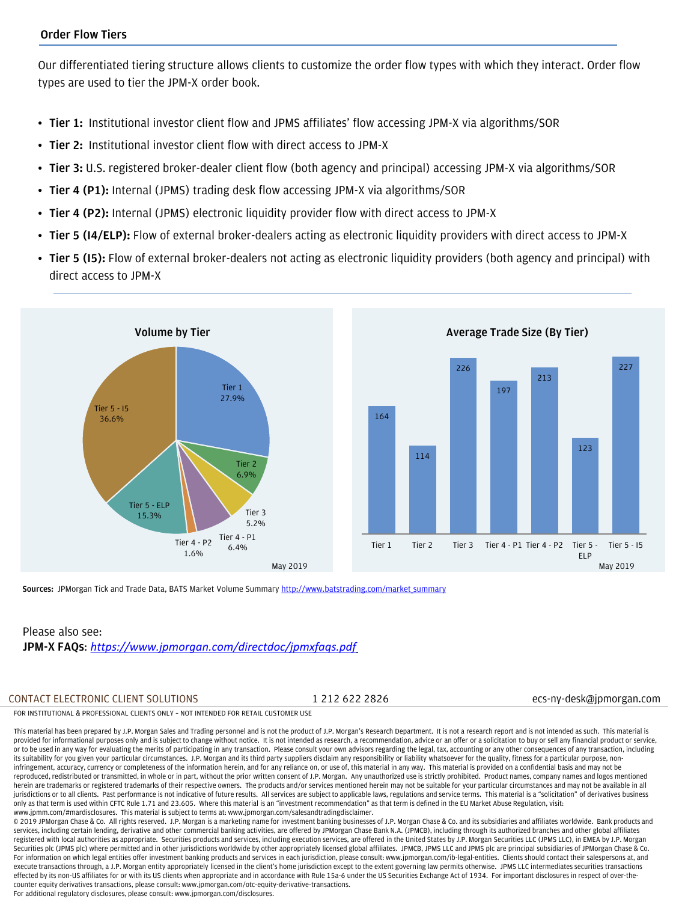## Order Flow Tiers

Our differentiated tiering structure allows clients to customize the order flow types with which they interact. Order flow types are used to tier the JPM-X order book.

- **Tier 1:** Institutional investor client flow and JPMS affiliates' flow accessing JPM-X via algorithms/SOR
- **Tier 2:** Institutional investor client flow with direct access to JPM-X
- **Tier 3:** U.S. registered broker-dealer client flow (both agency and principal) accessing JPM-X via algorithms/SOR
- **Tier 4 (P1):** Internal (JPMS) trading desk flow accessing JPM-X via algorithms/SOR
- **Tier 4 (P2):** Internal (JPMS) electronic liquidity provider flow with direct access to JPM-X
- **Tier 5 (I4/ELP):** Flow of external broker-dealers acting as electronic liquidity providers with direct access to JPM-X
- **Tier 5 (I5):** Flow of external broker-dealers not acting as electronic liquidity providers (both agency and principal) with direct access to JPM-X

**Volume by Tier**

Tier 1 27.9%
Tier 2 6.9%
Tier 3 5.2%
Tier 4 - P1 6.4%
Tier 4 - P2 1.6%
Tier 5 - ELP 15.3%
Tier 5 - I5 36.6%

May 2019

**Average Trade Size (By Tier)**

Tier 1: 164
Tier 2: 114
Tier 3: 226
Tier 4 - P1: 197
Tier 4 - P2: 213
Tier 5 - ELP: 123
Tier 5 - I5: 227

May 2019

**Sources:** JPMorgan Tick and Trade Data, BATS Market Volume Summary http://www.batstrading.com/market_summary

Please also see:
**JPM-X FAQs**: *https://www.jpmorgan.com/directdoc/jpmxfaqs.pdf*

CONTACT ELECTRONIC CLIENT SOLUTIONS 1 212 622 2826 ecs-ny-desk@jpmorgan.com

FOR INSTITUTIONAL & PROFESSIONAL CLIENTS ONLY – NOT INTENDED FOR RETAIL CUSTOMER USE

This material has been prepared by J.P. Morgan Sales and Trading personnel and is not the product of J.P. Morgan's Research Department. It is not a research report and is not intended as such. This material is provided for informational purposes only and is subject to change without notice. It is not intended as research, a recommendation, advice or an offer or a solicitation to buy or sell any financial product or service, or to be used in any way for evaluating the merits of participating in any transaction. Please consult your own advisors regarding the legal, tax, accounting or any other consequences of any transaction, including its suitability for you given your particular circumstances. J.P. Morgan and its third party suppliers disclaim any responsibility or liability whatsoever for the quality, fitness for a particular purpose, non-infringement, accuracy, currency or completeness of the information herein, and for any reliance on, or use of, this material in any way. This material is provided on a confidential basis and may not be reproduced, redistributed or transmitted, in whole or in part, without the prior written consent of J.P. Morgan. Any unauthorized use is strictly prohibited. Product names, company names and logos mentioned herein are trademarks or registered trademarks of their respective owners. The products and/or services mentioned herein may not be suitable for your particular circumstances and may not be available in all jurisdictions or to all clients. Past performance is not indicative of future results. All services are subject to applicable laws, regulations and service terms. This material is a "solicitation" of derivatives business only as that term is used within CFTC Rule 1.71 and 23.605. Where this material is an "investment recommendation" as that term is defined in the EU Market Abuse Regulation, visit: www.jpmm.com/#mardisclosures. This material is subject to terms at: www.jpmorgan.com/salesandtradingdisclaimer.

© 2019 JPMorgan Chase & Co. All rights reserved. J.P. Morgan is a marketing name for investment banking businesses of J.P. Morgan Chase & Co. and its subsidiaries and affiliates worldwide. Bank products and services, including certain lending, derivative and other commercial banking activities, are offered by JPMorgan Chase Bank N.A. (JPMCB), including through its authorized branches and other global affiliates registered with local authorities as appropriate. Securities products and services, including execution services, are offered in the United States by J.P. Morgan Securities LLC (JPMS LLC), in EMEA by J.P. Morgan Securities plc (JPMS plc) where permitted and in other jurisdictions worldwide by other appropriately licensed global affiliates. JPMCB, JPMS LLC and JPMS plc are principal subsidiaries of JPMorgan Chase & Co. For information on which legal entities offer investment banking products and services in each jurisdiction, please consult: www.jpmorgan.com/ib-legal-entities. Clients should contact their salespersons at, and execute transactions through, a J.P. Morgan entity appropriately licensed in the client's home jurisdiction except to the extent governing law permits otherwise. JPMS LLC intermediates securities transactions effected by its non-US affiliates for or with its US clients when appropriate and in accordance with Rule 15a-6 under the US Securities Exchange Act of 1934. For important disclosures in respect of over-the-counter equity derivatives transactions, please consult: www.jpmorgan.com/otc-equity-derivative-transactions.
For additional regulatory disclosures, please consult: www.jpmorgan.com/disclosures.